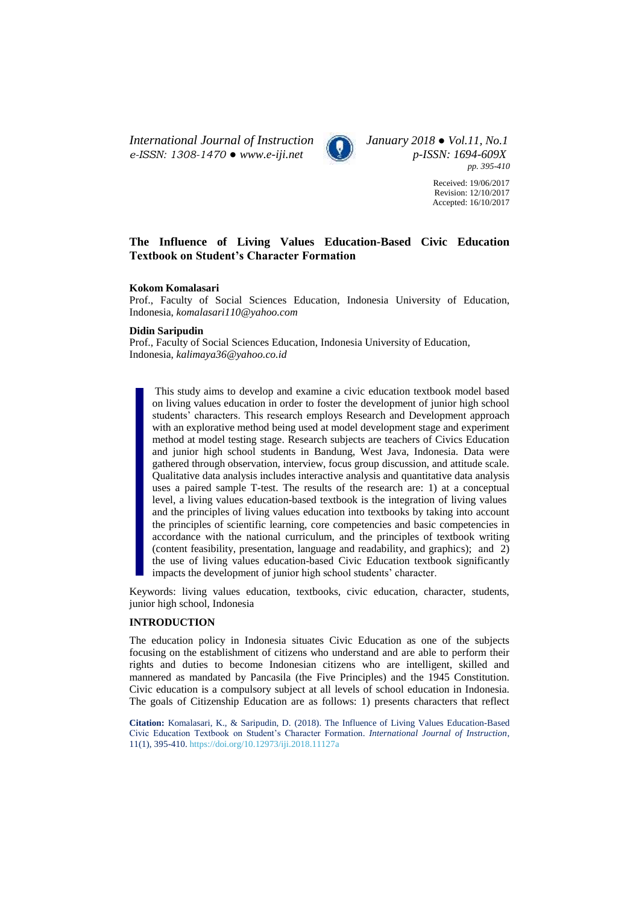# The Influence of Living Values Education-Based Civic Education Textbook on Student's Character Formation

**Kokom Komalasari**

Prof., Faculty of Social Sciences Education, Indonesia University of Education, Indonesia, *komalasari110@yahoo.com*

**Didin Saripudin**

Prof., Faculty of Social Sciences Education, Indonesia University of Education, Indonesia, *kalimaya36@yahoo.co.id*

This study aims to develop and examine a civic education textbook model based on living values education in order to foster the development of junior high school students' characters. This research employs Research and Development approach with an explorative method being used at model development stage and experiment method at model testing stage. Research subjects are teachers of Civics Education and junior high school students in Bandung, West Java, Indonesia. Data were gathered through observation, interview, focus group discussion, and attitude scale. Qualitative data analysis includes interactive analysis and quantitative data analysis uses a paired sample T-test. The results of the research are: 1) at a conceptual level, a living values education-based textbook is the integration of living values and the principles of living values education into textbooks by taking into account the principles of scientific learning, core competencies and basic competencies in accordance with the national curriculum, and the principles of textbook writing (content feasibility, presentation, language and readability, and graphics); and 2) the use of living values education-based Civic Education textbook significantly impacts the development of junior high school students' character.

Keywords: living values education, textbooks, civic education, character, students, junior high school, Indonesia

## INTRODUCTION

The education policy in Indonesia situates Civic Education as one of the subjects focusing on the establishment of citizens who understand and are able to perform their rights and duties to become Indonesian citizens who are intelligent, skilled and mannered as mandated by Pancasila (the Five Principles) and the 1945 Constitution. Civic education is a compulsory subject at all levels of school education in Indonesia. The goals of Citizenship Education are as follows: 1) presents characters that reflect

**Citation:** Komalasari, K., & Saripudin, D. (2018). The Influence of Living Values Education-Based Civic Education Textbook on Student's Character Formation. *International Journal of Instruction*, 11(1), 395-410. https://doi.org/10.12973/iji.2018.11127a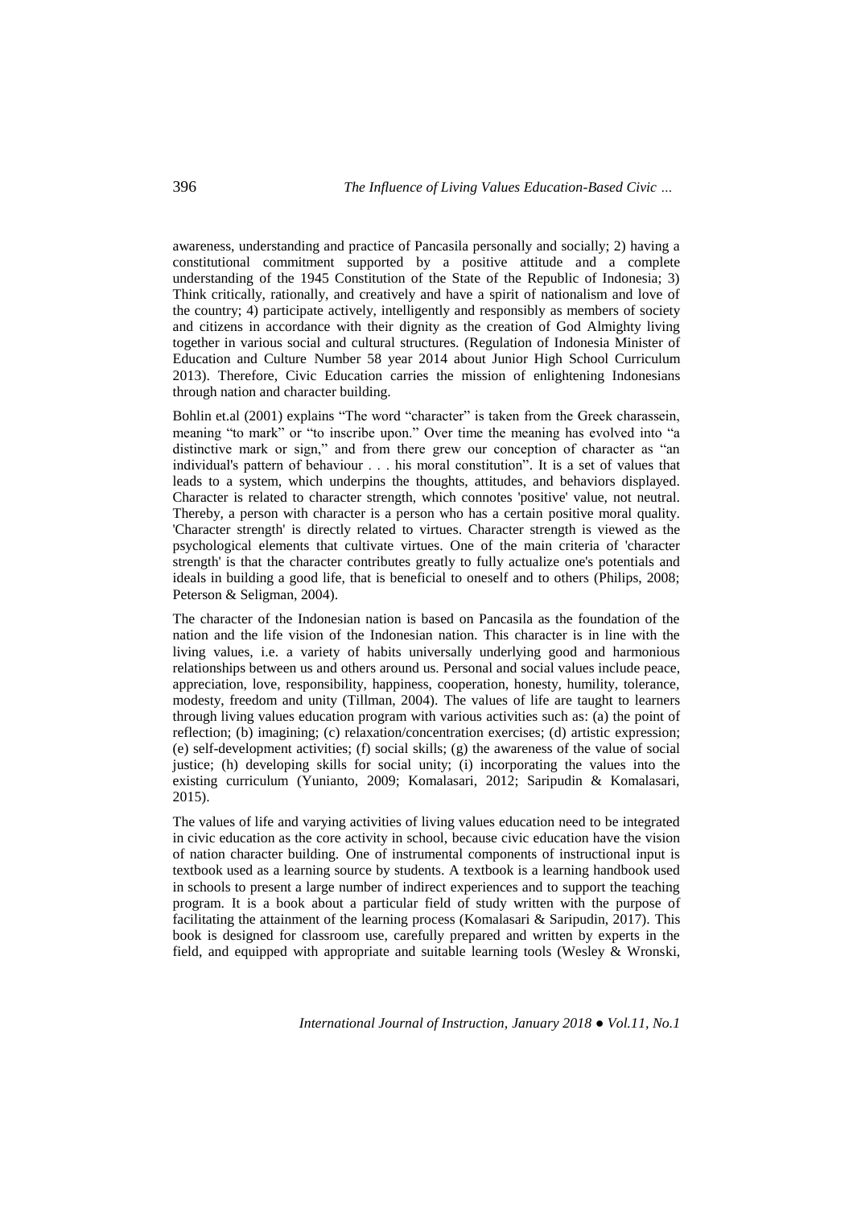awareness, understanding and practice of Pancasila personally and socially; 2) having a constitutional commitment supported by a positive attitude and a complete understanding of the 1945 Constitution of the State of the Republic of Indonesia; 3) Think critically, rationally, and creatively and have a spirit of nationalism and love of the country; 4) participate actively, intelligently and responsibly as members of society and citizens in accordance with their dignity as the creation of God Almighty living together in various social and cultural structures. (Regulation of Indonesia Minister of Education and Culture Number 58 year 2014 about Junior High School Curriculum 2013). Therefore, Civic Education carries the mission of enlightening Indonesians through nation and character building.

Bohlin et.al (2001) explains "The word "character" is taken from the Greek charassein, meaning "to mark" or "to inscribe upon." Over time the meaning has evolved into "a distinctive mark or sign," and from there grew our conception of character as "an individual's pattern of behaviour . . . his moral constitution". It is a set of values that leads to a system, which underpins the thoughts, attitudes, and behaviors displayed. Character is related to character strength, which connotes 'positive' value, not neutral. Thereby, a person with character is a person who has a certain positive moral quality. 'Character strength' is directly related to virtues. Character strength is viewed as the psychological elements that cultivate virtues. One of the main criteria of 'character strength' is that the character contributes greatly to fully actualize one's potentials and ideals in building a good life, that is beneficial to oneself and to others (Philips, 2008; Peterson & Seligman, 2004).

The character of the Indonesian nation is based on Pancasila as the foundation of the nation and the life vision of the Indonesian nation. This character is in line with the living values, i.e. a variety of habits universally underlying good and harmonious relationships between us and others around us. Personal and social values include peace, appreciation, love, responsibility, happiness, cooperation, honesty, humility, tolerance, modesty, freedom and unity (Tillman, 2004). The values of life are taught to learners through living values education program with various activities such as: (a) the point of reflection; (b) imagining; (c) relaxation/concentration exercises; (d) artistic expression; (e) self-development activities; (f) social skills; (g) the awareness of the value of social justice; (h) developing skills for social unity; (i) incorporating the values into the existing curriculum (Yunianto, 2009; Komalasari, 2012; Saripudin & Komalasari, 2015).

The values of life and varying activities of living values education need to be integrated in civic education as the core activity in school, because civic education have the vision of nation character building. One of instrumental components of instructional input is textbook used as a learning source by students. A textbook is a learning handbook used in schools to present a large number of indirect experiences and to support the teaching program. It is a book about a particular field of study written with the purpose of facilitating the attainment of the learning process (Komalasari & Saripudin, 2017). This book is designed for classroom use, carefully prepared and written by experts in the field, and equipped with appropriate and suitable learning tools (Wesley & Wronski,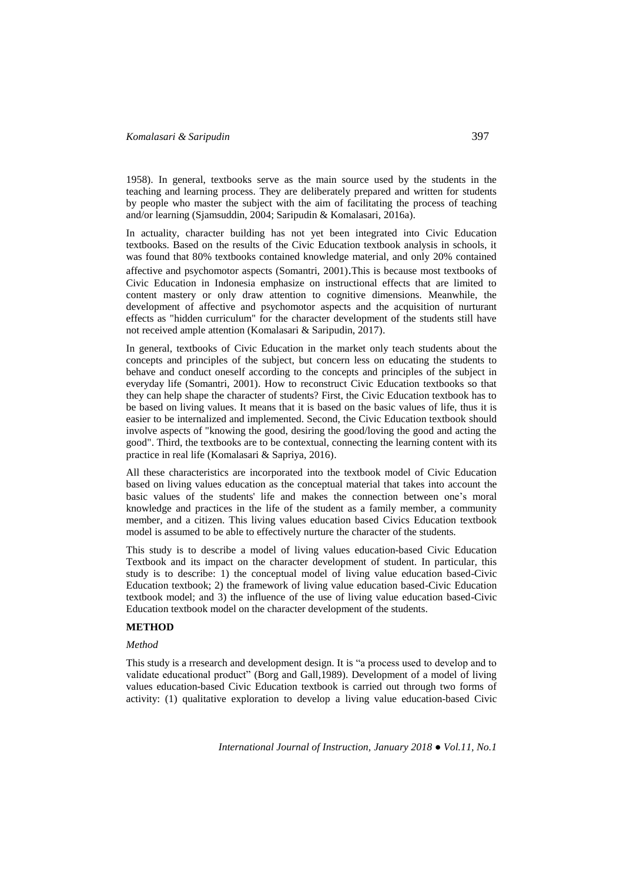1958). In general, textbooks serve as the main source used by the students in the teaching and learning process. They are deliberately prepared and written for students by people who master the subject with the aim of facilitating the process of teaching and/or learning (Sjamsuddin, 2004; Saripudin & Komalasari, 2016a).

In actuality, character building has not yet been integrated into Civic Education textbooks. Based on the results of the Civic Education textbook analysis in schools, it was found that 80% textbooks contained knowledge material, and only 20% contained affective and psychomotor aspects (Somantri, 2001).This is because most textbooks of Civic Education in Indonesia emphasize on instructional effects that are limited to content mastery or only draw attention to cognitive dimensions. Meanwhile, the development of affective and psychomotor aspects and the acquisition of nurturant effects as "hidden curriculum" for the character development of the students still have not received ample attention (Komalasari & Saripudin, 2017).

In general, textbooks of Civic Education in the market only teach students about the concepts and principles of the subject, but concern less on educating the students to behave and conduct oneself according to the concepts and principles of the subject in everyday life (Somantri, 2001). How to reconstruct Civic Education textbooks so that they can help shape the character of students? First, the Civic Education textbook has to be based on living values. It means that it is based on the basic values of life, thus it is easier to be internalized and implemented. Second, the Civic Education textbook should involve aspects of "knowing the good, desiring the good/loving the good and acting the good". Third, the textbooks are to be contextual, connecting the learning content with its practice in real life (Komalasari & Sapriya, 2016).

All these characteristics are incorporated into the textbook model of Civic Education based on living values education as the conceptual material that takes into account the basic values of the students' life and makes the connection between one's moral knowledge and practices in the life of the student as a family member, a community member, and a citizen. This living values education based Civics Education textbook model is assumed to be able to effectively nurture the character of the students.

This study is to describe a model of living values education-based Civic Education Textbook and its impact on the character development of student. In particular, this study is to describe: 1) the conceptual model of living value education based-Civic Education textbook; 2) the framework of living value education based-Civic Education textbook model; and 3) the influence of the use of living value education based-Civic Education textbook model on the character development of the students.

## METHOD

### *Method*

This study is a rresearch and development design. It is "a process used to develop and to validate educational product" (Borg and Gall,1989). Development of a model of living values education-based Civic Education textbook is carried out through two forms of activity: (1) qualitative exploration to develop a living value education-based Civic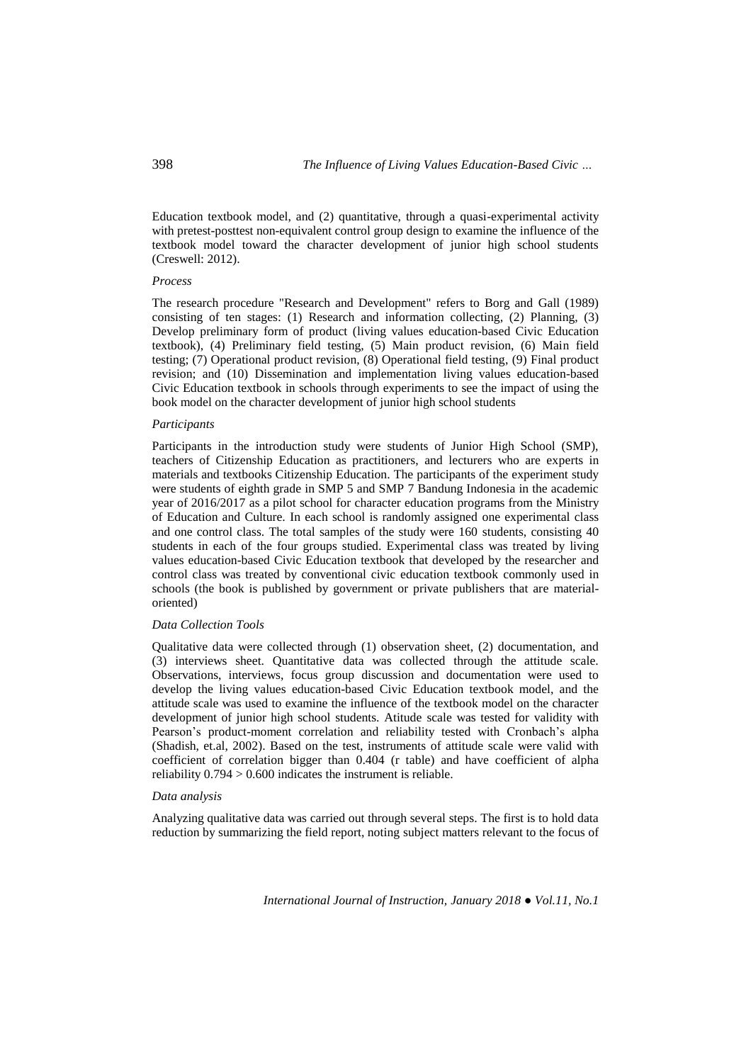Education textbook model, and (2) quantitative, through a quasi-experimental activity with pretest-posttest non-equivalent control group design to examine the influence of the textbook model toward the character development of junior high school students (Creswell: 2012).

### *Process*

The research procedure "Research and Development" refers to Borg and Gall (1989) consisting of ten stages: (1) Research and information collecting, (2) Planning, (3) Develop preliminary form of product (living values education-based Civic Education textbook), (4) Preliminary field testing, (5) Main product revision, (6) Main field testing; (7) Operational product revision, (8) Operational field testing, (9) Final product revision; and (10) Dissemination and implementation living values education-based Civic Education textbook in schools through experiments to see the impact of using the book model on the character development of junior high school students

### *Participants*

Participants in the introduction study were students of Junior High School (SMP), teachers of Citizenship Education as practitioners, and lecturers who are experts in materials and textbooks Citizenship Education. The participants of the experiment study were students of eighth grade in SMP 5 and SMP 7 Bandung Indonesia in the academic year of 2016/2017 as a pilot school for character education programs from the Ministry of Education and Culture. In each school is randomly assigned one experimental class and one control class. The total samples of the study were 160 students, consisting 40 students in each of the four groups studied. Experimental class was treated by living values education-based Civic Education textbook that developed by the researcher and control class was treated by conventional civic education textbook commonly used in schools (the book is published by government or private publishers that are material-oriented)

### *Data Collection Tools*

Qualitative data were collected through (1) observation sheet, (2) documentation, and (3) interviews sheet. Quantitative data was collected through the attitude scale. Observations, interviews, focus group discussion and documentation were used to develop the living values education-based Civic Education textbook model, and the attitude scale was used to examine the influence of the textbook model on the character development of junior high school students. Atitude scale was tested for validity with Pearson's product-moment correlation and reliability tested with Cronbach's alpha (Shadish, et.al, 2002). Based on the test, instruments of attitude scale were valid with coefficient of correlation bigger than 0.404 (r table) and have coefficient of alpha reliability $0.794 > 0.600$ indicates the instrument is reliable.

### *Data analysis*

Analyzing qualitative data was carried out through several steps. The first is to hold data reduction by summarizing the field report, noting subject matters relevant to the focus of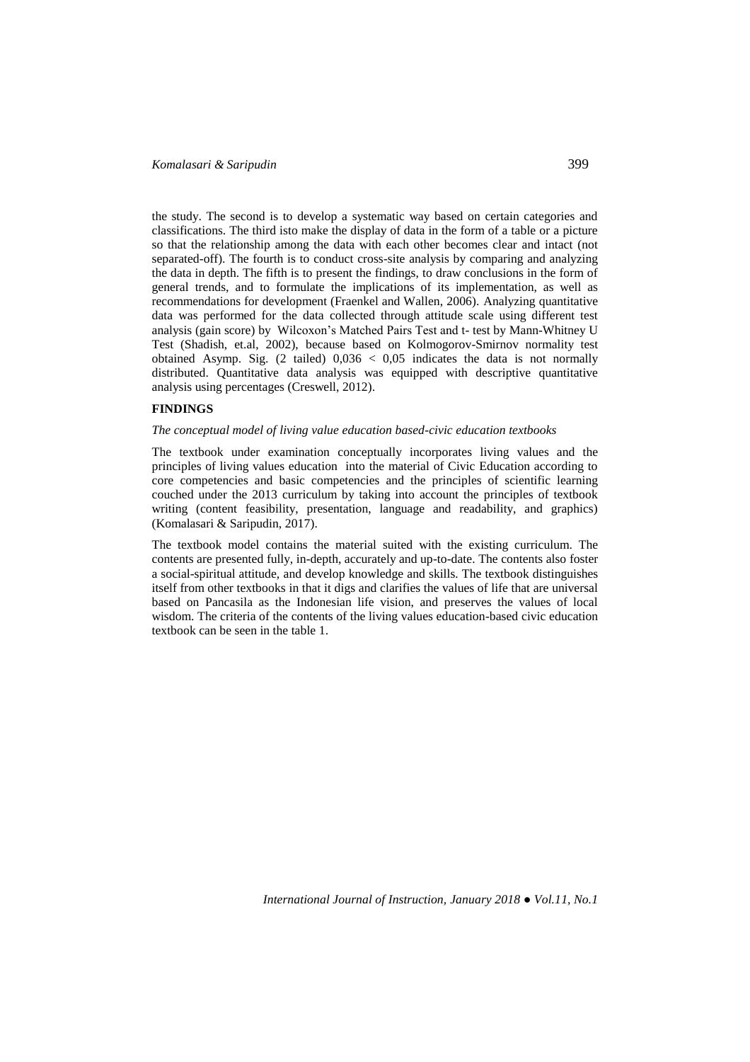the study. The second is to develop a systematic way based on certain categories and classifications. The third isto make the display of data in the form of a table or a picture so that the relationship among the data with each other becomes clear and intact (not separated-off). The fourth is to conduct cross-site analysis by comparing and analyzing the data in depth. The fifth is to present the findings, to draw conclusions in the form of general trends, and to formulate the implications of its implementation, as well as recommendations for development (Fraenkel and Wallen, 2006). Analyzing quantitative data was performed for the data collected through attitude scale using different test analysis (gain score) by Wilcoxon's Matched Pairs Test and t- test by Mann-Whitney U Test (Shadish, et.al, 2002), because based on Kolmogorov-Smirnov normality test obtained Asymp. Sig. (2 tailed) $0,036 < 0,05$ indicates the data is not normally distributed. Quantitative data analysis was equipped with descriptive quantitative analysis using percentages (Creswell, 2012).

## FINDINGS

### *The conceptual model of living value education based-civic education textbooks*

The textbook under examination conceptually incorporates living values and the principles of living values education into the material of Civic Education according to core competencies and basic competencies and the principles of scientific learning couched under the 2013 curriculum by taking into account the principles of textbook writing (content feasibility, presentation, language and readability, and graphics) (Komalasari & Saripudin, 2017).

The textbook model contains the material suited with the existing curriculum. The contents are presented fully, in-depth, accurately and up-to-date. The contents also foster a social-spiritual attitude, and develop knowledge and skills. The textbook distinguishes itself from other textbooks in that it digs and clarifies the values of life that are universal based on Pancasila as the Indonesian life vision, and preserves the values of local wisdom. The criteria of the contents of the living values education-based civic education textbook can be seen in the table 1.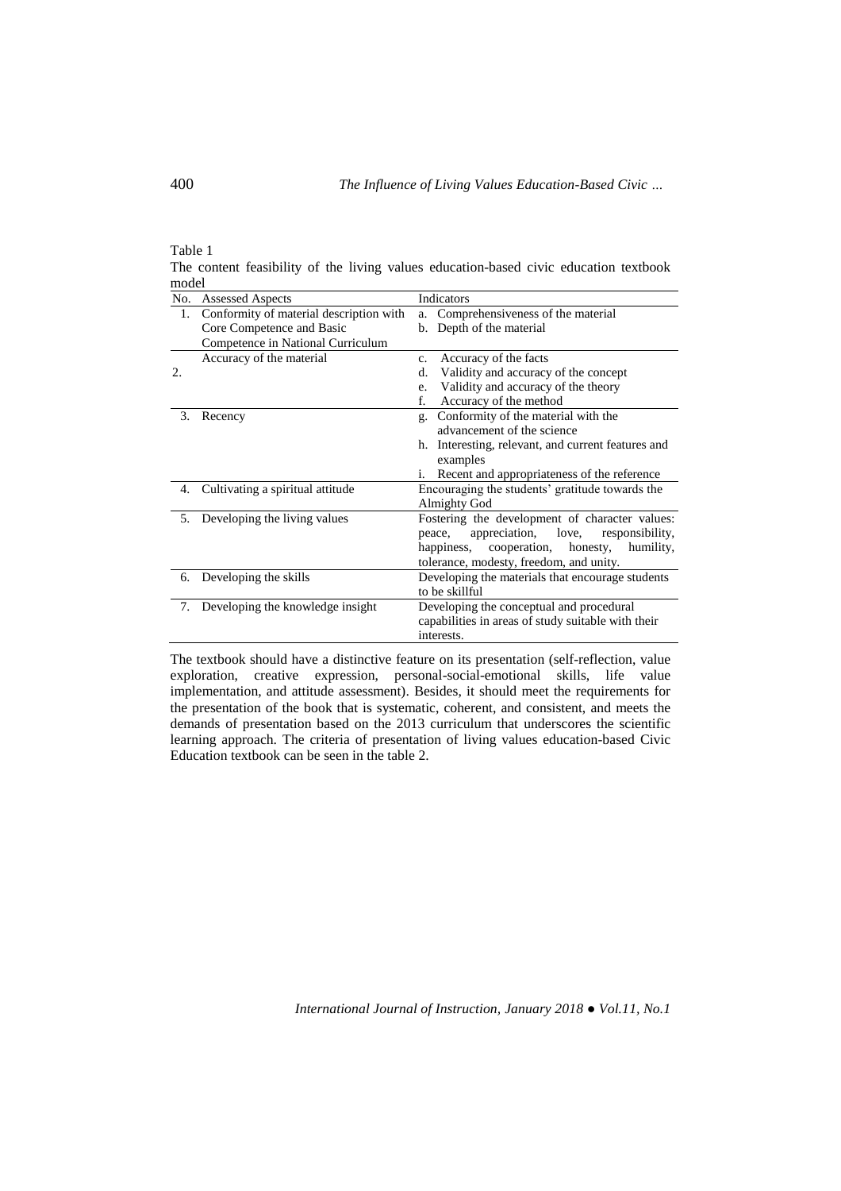Table 1

The content feasibility of the living values education-based civic education textbook model

| No. | Assessed Aspects | Indicators |
|---|---|---|
| 1. | Conformity of material description with Core Competence and Basic Competence in National Curriculum | a. Comprehensiveness of the material<br>b. Depth of the material |
| 2. | Accuracy of the material | c. Accuracy of the facts<br>d. Validity and accuracy of the concept<br>e. Validity and accuracy of the theory<br>f. Accuracy of the method |
| 3. | Recency | g. Conformity of the material with the advancement of the science<br>h. Interesting, relevant, and current features and examples<br>i. Recent and appropriateness of the reference |
| 4. | Cultivating a spiritual attitude | Encouraging the students' gratitude towards the Almighty God |
| 5. | Developing the living values | Fostering the development of character values: peace, appreciation, love, responsibility, happiness, cooperation, honesty, humility, tolerance, modesty, freedom, and unity. |
| 6. | Developing the skills | Developing the materials that encourage students to be skillful |
| 7. | Developing the knowledge insight | Developing the conceptual and procedural capabilities in areas of study suitable with their interests. |

The textbook should have a distinctive feature on its presentation (self-reflection, value exploration, creative expression, personal-social-emotional skills, life value implementation, and attitude assessment). Besides, it should meet the requirements for the presentation of the book that is systematic, coherent, and consistent, and meets the demands of presentation based on the 2013 curriculum that underscores the scientific learning approach. The criteria of presentation of living values education-based Civic Education textbook can be seen in the table 2.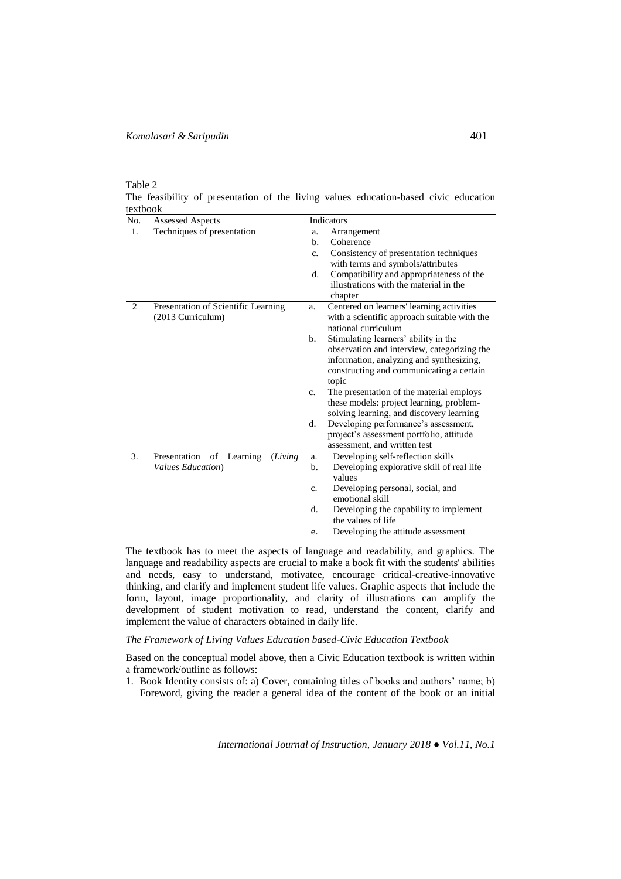Table 2

The feasibility of presentation of the living values education-based civic education textbook

| No. | Assessed Aspects | Indicators |
|---|---|---|
| 1. | Techniques of presentation | a. Arrangement<br>b. Coherence<br>c. Consistency of presentation techniques with terms and symbols/attributes<br>d. Compatibility and appropriateness of the illustrations with the material in the chapter |
| 2 | Presentation of Scientific Learning (2013 Curriculum) | a. Centered on learners' learning activities with a scientific approach suitable with the national curriculum<br>b. Stimulating learners' ability in the observation and interview, categorizing the information, analyzing and synthesizing, constructing and communicating a certain topic<br>c. The presentation of the material employs these models: project learning, problem-solving learning, and discovery learning<br>d. Developing performance's assessment, project's assessment portfolio, attitude assessment, and written test |
| 3. | Presentation of Learning (*Living Values Education*) | a. Developing self-reflection skills<br>b. Developing explorative skill of real life values<br>c. Developing personal, social, and emotional skill<br>d. Developing the capability to implement the values of life<br>e. Developing the attitude assessment |

The textbook has to meet the aspects of language and readability, and graphics. The language and readability aspects are crucial to make a book fit with the students' abilities and needs, easy to understand, motivatee, encourage critical-creative-innovative thinking, and clarify and implement student life values. Graphic aspects that include the form, layout, image proportionality, and clarity of illustrations can amplify the development of student motivation to read, understand the content, clarify and implement the value of characters obtained in daily life.

*The Framework of Living Values Education based-Civic Education Textbook*

Based on the conceptual model above, then a Civic Education textbook is written within a framework/outline as follows:

1. Book Identity consists of: a) Cover, containing titles of books and authors' name; b) Foreword, giving the reader a general idea of the content of the book or an initial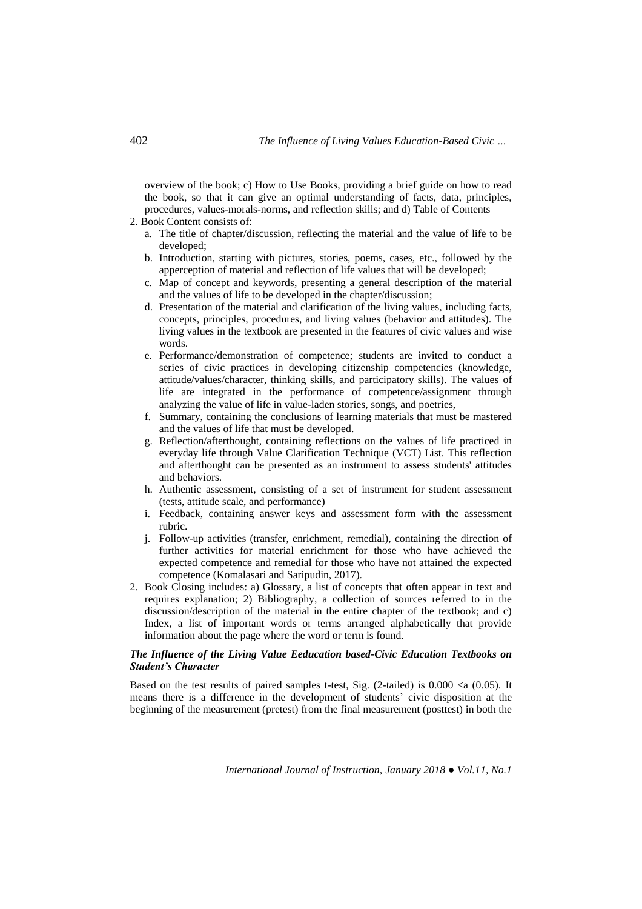overview of the book; c) How to Use Books, providing a brief guide on how to read the book, so that it can give an optimal understanding of facts, data, principles, procedures, values-morals-norms, and reflection skills; and d) Table of Contents

2. Book Content consists of:
   a. The title of chapter/discussion, reflecting the material and the value of life to be developed;
   b. Introduction, starting with pictures, stories, poems, cases, etc., followed by the apperception of material and reflection of life values that will be developed;
   c. Map of concept and keywords, presenting a general description of the material and the values of life to be developed in the chapter/discussion;
   d. Presentation of the material and clarification of the living values, including facts, concepts, principles, procedures, and living values (behavior and attitudes). The living values in the textbook are presented in the features of civic values and wise words.
   e. Performance/demonstration of competence; students are invited to conduct a series of civic practices in developing citizenship competencies (knowledge, attitude/values/character, thinking skills, and participatory skills). The values of life are integrated in the performance of competence/assignment through analyzing the value of life in value-laden stories, songs, and poetries,
   f. Summary, containing the conclusions of learning materials that must be mastered and the values of life that must be developed.
   g. Reflection/afterthought, containing reflections on the values of life practiced in everyday life through Value Clarification Technique (VCT) List. This reflection and afterthought can be presented as an instrument to assess students' attitudes and behaviors.
   h. Authentic assessment, consisting of a set of instrument for student assessment (tests, attitude scale, and performance)
   i. Feedback, containing answer keys and assessment form with the assessment rubric.
   j. Follow-up activities (transfer, enrichment, remedial), containing the direction of further activities for material enrichment for those who have achieved the expected competence and remedial for those who have not attained the expected competence (Komalasari and Saripudin, 2017).

2. Book Closing includes: a) Glossary, a list of concepts that often appear in text and requires explanation; 2) Bibliography, a collection of sources referred to in the discussion/description of the material in the entire chapter of the textbook; and c) Index, a list of important words or terms arranged alphabetically that provide information about the page where the word or term is found.

### *The Influence of the Living Value Eeducation based-Civic Education Textbooks on Student's Character*

Based on the test results of paired samples t-test, Sig. (2-tailed) is 0.000 <a (0.05). It means there is a difference in the development of students' civic disposition at the beginning of the measurement (pretest) from the final measurement (posttest) in both the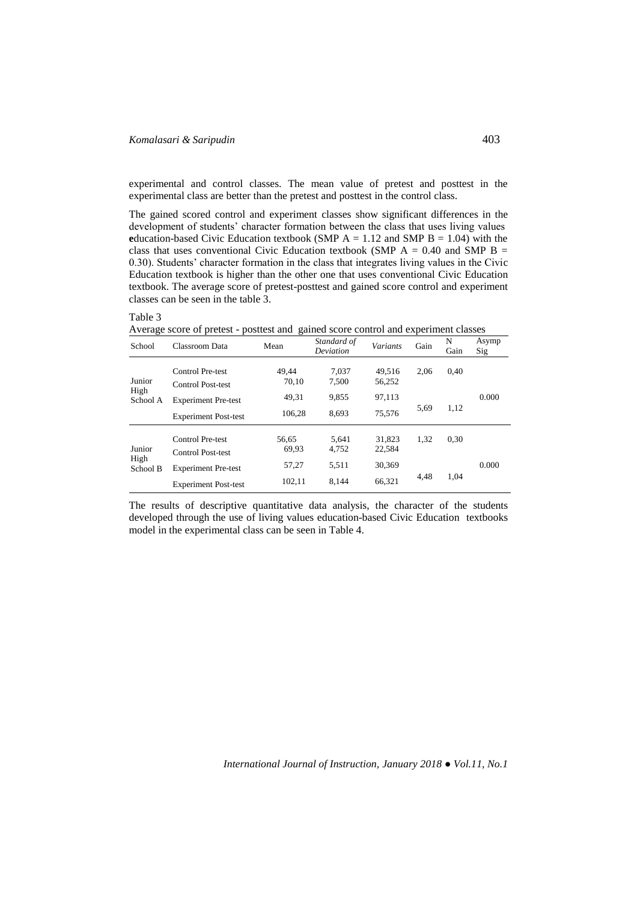experimental and control classes. The mean value of pretest and posttest in the experimental class are better than the pretest and posttest in the control class.

The gained scored control and experiment classes show significant differences in the development of students' character formation between the class that uses living values **e**ducation-based Civic Education textbook (SMP A = 1.12 and SMP B = 1.04) with the class that uses conventional Civic Education textbook (SMP A = 0.40 and SMP B = 0.30). Students' character formation in the class that integrates living values in the Civic Education textbook is higher than the other one that uses conventional Civic Education textbook. The average score of pretest-posttest and gained score control and experiment classes can be seen in the table 3.

Table 3

Average score of pretest - posttest and gained score control and experiment classes

| School | Classroom Data | Mean | *Standard of Deviation* | *Variants* | Gain | N Gain | Asymp Sig |
|---|---|---|---|---|---|---|---|
| Junior High School A | Control Pre-test | 49,44 | 7,037 | 49,516 | 2,06 | 0,40 | 0.000 |
| | Control Post-test | 70,10 | 7,500 | 56,252 | | | |
| | Experiment Pre-test | 49,31 | 9,855 | 97,113 | 5,69 | 1,12 | |
| | Experiment Post-test | 106,28 | 8,693 | 75,576 | | | |
| Junior High School B | Control Pre-test | 56,65 | 5,641 | 31,823 | 1,32 | 0,30 | 0.000 |
| | Control Post-test | 69,93 | 4,752 | 22,584 | | | |
| | Experiment Pre-test | 57,27 | 5,511 | 30,369 | 4,48 | 1,04 | |
| | Experiment Post-test | 102,11 | 8,144 | 66,321 | | | |

The results of descriptive quantitative data analysis, the character of the students developed through the use of living values education-based Civic Education textbooks model in the experimental class can be seen in Table 4.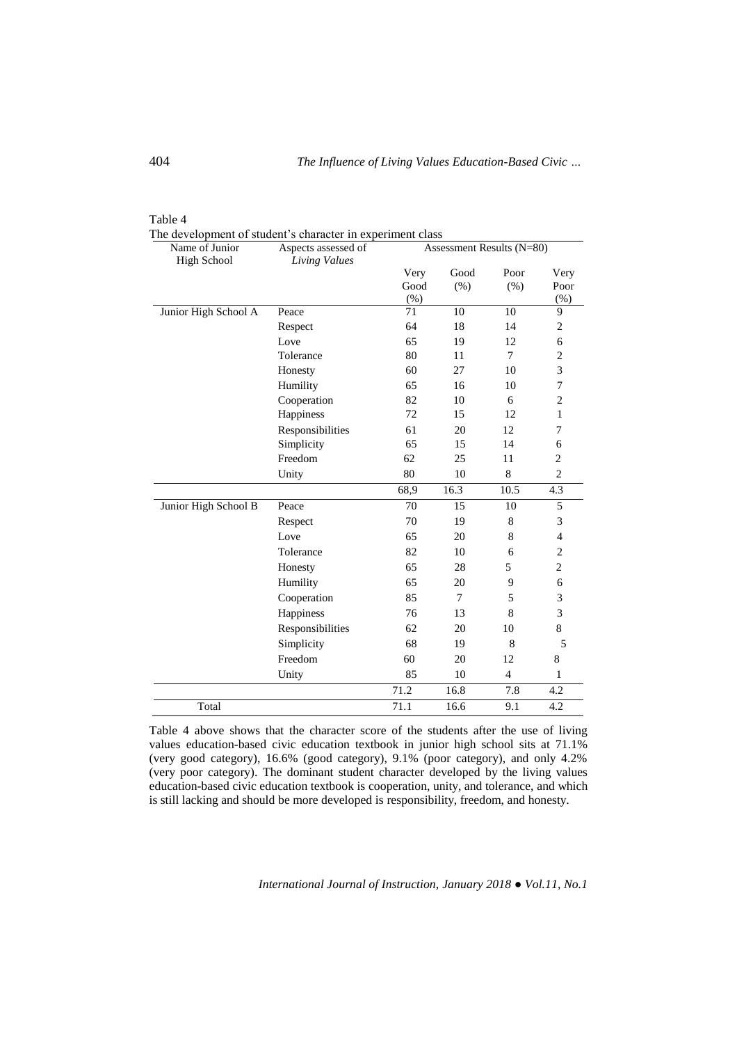Table 4

The development of student's character in experiment class

| Name of Junior High School | Aspects assessed of *Living Values* | Assessment Results (N=80) | | | |
|---|---|---|---|---|---|
| | | Very Good (%) | Good (%) | Poor (%) | Very Poor (%) |
| Junior High School A | Peace | 71 | 10 | 10 | 9 |
| | Respect | 64 | 18 | 14 | 2 |
| | Love | 65 | 19 | 12 | 6 |
| | Tolerance | 80 | 11 | 7 | 2 |
| | Honesty | 60 | 27 | 10 | 3 |
| | Humility | 65 | 16 | 10 | 7 |
| | Cooperation | 82 | 10 | 6 | 2 |
| | Happiness | 72 | 15 | 12 | 1 |
| | Responsibilities | 61 | 20 | 12 | 7 |
| | Simplicity | 65 | 15 | 14 | 6 |
| | Freedom | 62 | 25 | 11 | 2 |
| | Unity | 80 | 10 | 8 | 2 |
| | | 68,9 | 16.3 | 10.5 | 4.3 |
| Junior High School B | Peace | 70 | 15 | 10 | 5 |
| | Respect | 70 | 19 | 8 | 3 |
| | Love | 65 | 20 | 8 | 4 |
| | Tolerance | 82 | 10 | 6 | 2 |
| | Honesty | 65 | 28 | 5 | 2 |
| | Humility | 65 | 20 | 9 | 6 |
| | Cooperation | 85 | 7 | 5 | 3 |
| | Happiness | 76 | 13 | 8 | 3 |
| | Responsibilities | 62 | 20 | 10 | 8 |
| | Simplicity | 68 | 19 | 8 | 5 |
| | Freedom | 60 | 20 | 12 | 8 |
| | Unity | 85 | 10 | 4 | 1 |
| | | 71.2 | 16.8 | 7.8 | 4.2 |
| Total | | 71.1 | 16.6 | 9.1 | 4.2 |

Table 4 above shows that the character score of the students after the use of living values education-based civic education textbook in junior high school sits at 71.1% (very good category), 16.6% (good category), 9.1% (poor category), and only 4.2% (very poor category). The dominant student character developed by the living values education-based civic education textbook is cooperation, unity, and tolerance, and which is still lacking and should be more developed is responsibility, freedom, and honesty.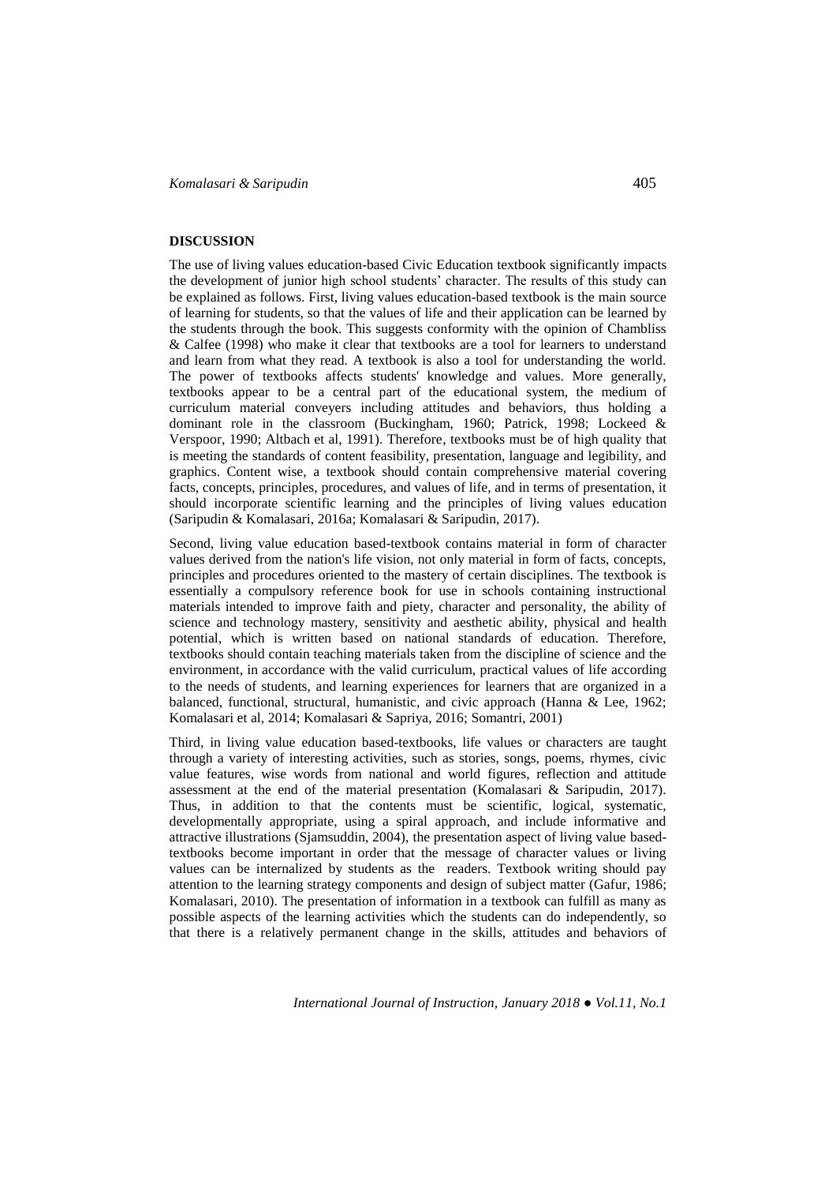**DISCUSSION**

The use of living values education-based Civic Education textbook significantly impacts the development of junior high school students' character. The results of this study can be explained as follows. First, living values education-based textbook is the main source of learning for students, so that the values of life and their application can be learned by the students through the book. This suggests conformity with the opinion of Chambliss & Calfee (1998) who make it clear that textbooks are a tool for learners to understand and learn from what they read. A textbook is also a tool for understanding the world. The power of textbooks affects students' knowledge and values. More generally, textbooks appear to be a central part of the educational system, the medium of curriculum material conveyers including attitudes and behaviors, thus holding a dominant role in the classroom (Buckingham, 1960; Patrick, 1998; Lockeed & Verspoor, 1990; Altbach et al, 1991). Therefore, textbooks must be of high quality that is meeting the standards of content feasibility, presentation, language and legibility, and graphics. Content wise, a textbook should contain comprehensive material covering facts, concepts, principles, procedures, and values of life, and in terms of presentation, it should incorporate scientific learning and the principles of living values education (Saripudin & Komalasari, 2016a; Komalasari & Saripudin, 2017).

Second, living value education based-textbook contains material in form of character values derived from the nation's life vision, not only material in form of facts, concepts, principles and procedures oriented to the mastery of certain disciplines. The textbook is essentially a compulsory reference book for use in schools containing instructional materials intended to improve faith and piety, character and personality, the ability of science and technology mastery, sensitivity and aesthetic ability, physical and health potential, which is written based on national standards of education. Therefore, textbooks should contain teaching materials taken from the discipline of science and the environment, in accordance with the valid curriculum, practical values of life according to the needs of students, and learning experiences for learners that are organized in a balanced, functional, structural, humanistic, and civic approach (Hanna & Lee, 1962; Komalasari et al, 2014; Komalasari & Sapriya, 2016; Somantri, 2001)

Third, in living value education based-textbooks, life values or characters are taught through a variety of interesting activities, such as stories, songs, poems, rhymes, civic value features, wise words from national and world figures, reflection and attitude assessment at the end of the material presentation (Komalasari & Saripudin, 2017). Thus, in addition to that the contents must be scientific, logical, systematic, developmentally appropriate, using a spiral approach, and include informative and attractive illustrations (Sjamsuddin, 2004), the presentation aspect of living value based-textbooks become important in order that the message of character values or living values can be internalized by students as the readers. Textbook writing should pay attention to the learning strategy components and design of subject matter (Gafur, 1986; Komalasari, 2010). The presentation of information in a textbook can fulfill as many as possible aspects of the learning activities which the students can do independently, so that there is a relatively permanent change in the skills, attitudes and behaviors of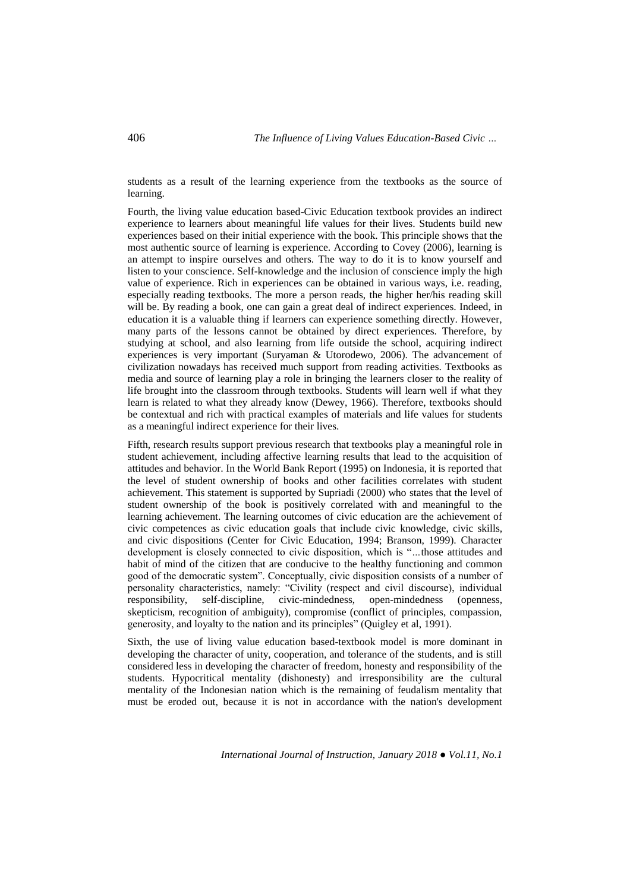students as a result of the learning experience from the textbooks as the source of learning.

Fourth, the living value education based-Civic Education textbook provides an indirect experience to learners about meaningful life values for their lives. Students build new experiences based on their initial experience with the book. This principle shows that the most authentic source of learning is experience. According to Covey (2006), learning is an attempt to inspire ourselves and others. The way to do it is to know yourself and listen to your conscience. Self-knowledge and the inclusion of conscience imply the high value of experience. Rich in experiences can be obtained in various ways, i.e. reading, especially reading textbooks. The more a person reads, the higher her/his reading skill will be. By reading a book, one can gain a great deal of indirect experiences. Indeed, in education it is a valuable thing if learners can experience something directly. However, many parts of the lessons cannot be obtained by direct experiences. Therefore, by studying at school, and also learning from life outside the school, acquiring indirect experiences is very important (Suryaman & Utorodewo, 2006). The advancement of civilization nowadays has received much support from reading activities. Textbooks as media and source of learning play a role in bringing the learners closer to the reality of life brought into the classroom through textbooks. Students will learn well if what they learn is related to what they already know (Dewey, 1966). Therefore, textbooks should be contextual and rich with practical examples of materials and life values for students as a meaningful indirect experience for their lives.

Fifth, research results support previous research that textbooks play a meaningful role in student achievement, including affective learning results that lead to the acquisition of attitudes and behavior. In the World Bank Report (1995) on Indonesia, it is reported that the level of student ownership of books and other facilities correlates with student achievement. This statement is supported by Supriadi (2000) who states that the level of student ownership of the book is positively correlated with and meaningful to the learning achievement. The learning outcomes of civic education are the achievement of civic competences as civic education goals that include civic knowledge, civic skills, and civic dispositions (Center for Civic Education, 1994; Branson, 1999). Character development is closely connected to civic disposition, which is "…those attitudes and habit of mind of the citizen that are conducive to the healthy functioning and common good of the democratic system". Conceptually, civic disposition consists of a number of personality characteristics, namely: "Civility (respect and civil discourse), individual responsibility, self-discipline, civic-mindedness, open-mindedness (openness, skepticism, recognition of ambiguity), compromise (conflict of principles, compassion, generosity, and loyalty to the nation and its principles" (Quigley et al, 1991).

Sixth, the use of living value education based-textbook model is more dominant in developing the character of unity, cooperation, and tolerance of the students, and is still considered less in developing the character of freedom, honesty and responsibility of the students. Hypocritical mentality (dishonesty) and irresponsibility are the cultural mentality of the Indonesian nation which is the remaining of feudalism mentality that must be eroded out, because it is not in accordance with the nation's development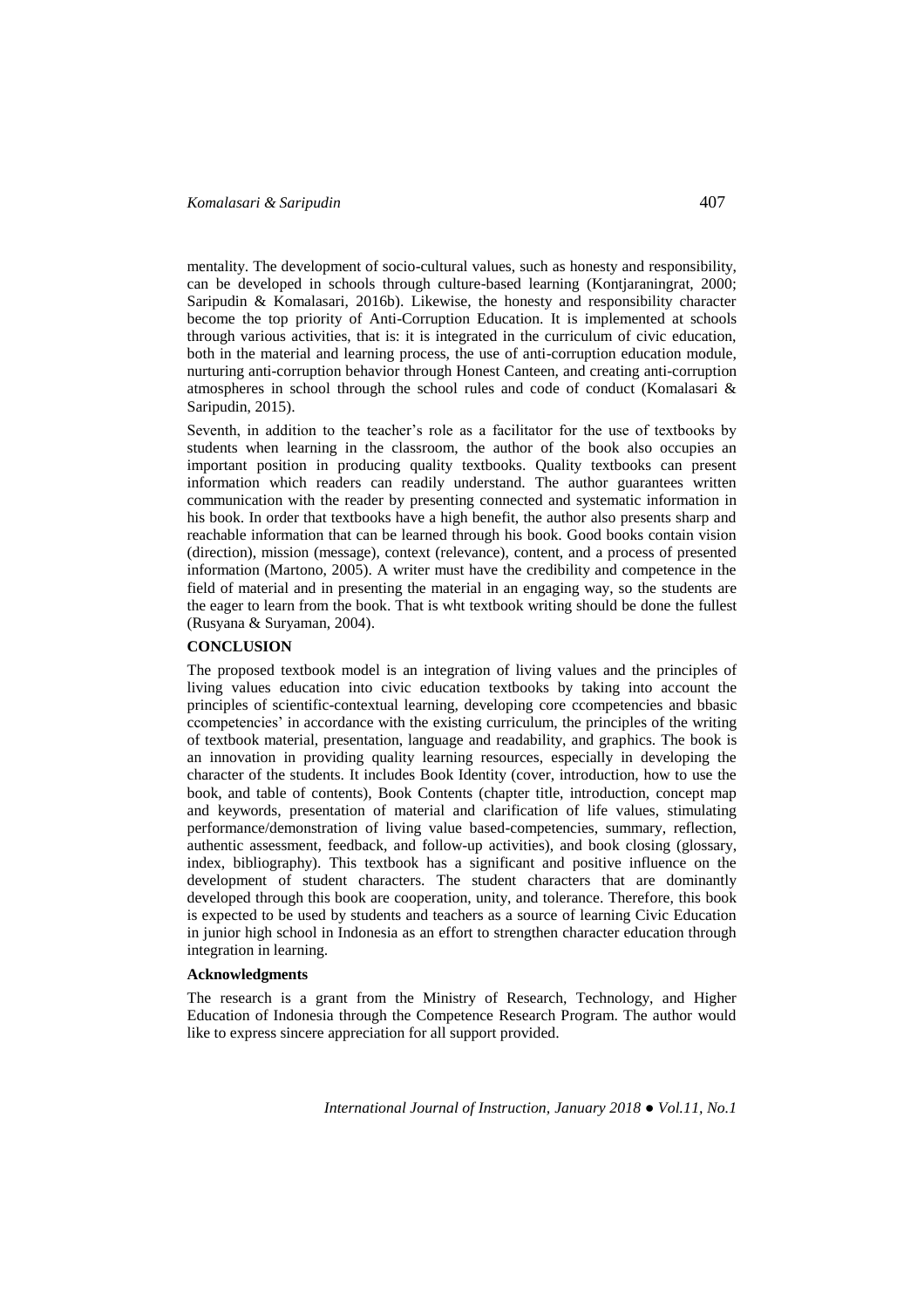mentality. The development of socio-cultural values, such as honesty and responsibility, can be developed in schools through culture-based learning (Kontjaraningrat, 2000; Saripudin & Komalasari, 2016b). Likewise, the honesty and responsibility character become the top priority of Anti-Corruption Education. It is implemented at schools through various activities, that is: it is integrated in the curriculum of civic education, both in the material and learning process, the use of anti-corruption education module, nurturing anti-corruption behavior through Honest Canteen, and creating anti-corruption atmospheres in school through the school rules and code of conduct (Komalasari & Saripudin, 2015).

Seventh, in addition to the teacher's role as a facilitator for the use of textbooks by students when learning in the classroom, the author of the book also occupies an important position in producing quality textbooks. Quality textbooks can present information which readers can readily understand. The author guarantees written communication with the reader by presenting connected and systematic information in his book. In order that textbooks have a high benefit, the author also presents sharp and reachable information that can be learned through his book. Good books contain vision (direction), mission (message), context (relevance), content, and a process of presented information (Martono, 2005). A writer must have the credibility and competence in the field of material and in presenting the material in an engaging way, so the students are the eager to learn from the book. That is wht textbook writing should be done the fullest (Rusyana & Suryaman, 2004).

## CONCLUSION

The proposed textbook model is an integration of living values and the principles of living values education into civic education textbooks by taking into account the principles of scientific-contextual learning, developing core ccompetencies and bbasic ccompetencies' in accordance with the existing curriculum, the principles of the writing of textbook material, presentation, language and readability, and graphics. The book is an innovation in providing quality learning resources, especially in developing the character of the students. It includes Book Identity (cover, introduction, how to use the book, and table of contents), Book Contents (chapter title, introduction, concept map and keywords, presentation of material and clarification of life values, stimulating performance/demonstration of living value based-competencies, summary, reflection, authentic assessment, feedback, and follow-up activities), and book closing (glossary, index, bibliography). This textbook has a significant and positive influence on the development of student characters. The student characters that are dominantly developed through this book are cooperation, unity, and tolerance. Therefore, this book is expected to be used by students and teachers as a source of learning Civic Education in junior high school in Indonesia as an effort to strengthen character education through integration in learning.

### Acknowledgments

The research is a grant from the Ministry of Research, Technology, and Higher Education of Indonesia through the Competence Research Program. The author would like to express sincere appreciation for all support provided.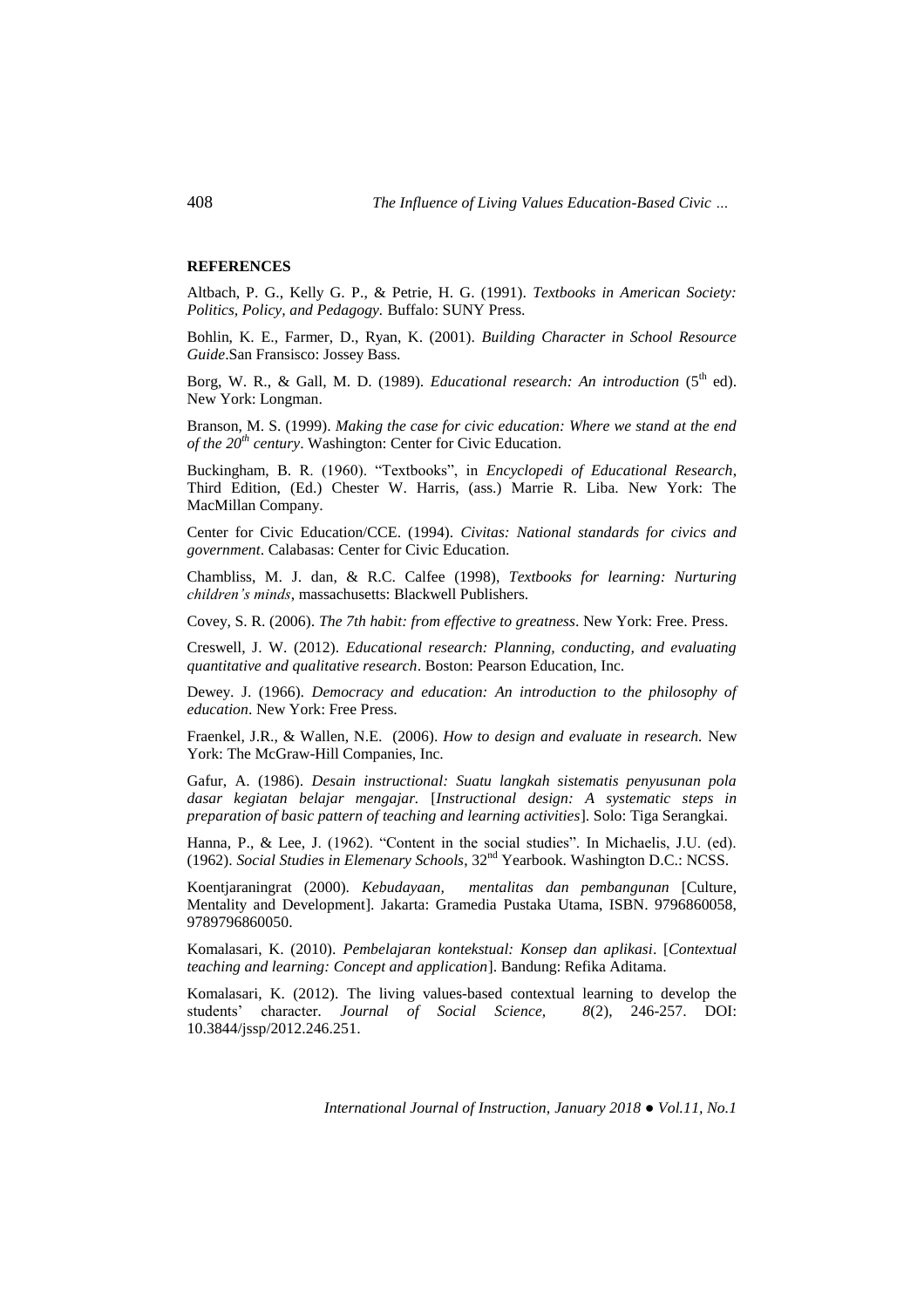**REFERENCES**

Altbach, P. G., Kelly G. P., & Petrie, H. G. (1991). *Textbooks in American Society: Politics, Policy, and Pedagogy.* Buffalo: SUNY Press.

Bohlin, K. E., Farmer, D., Ryan, K. (2001). *Building Character in School Resource Guide*.San Fransisco: Jossey Bass.

Borg, W. R., & Gall, M. D. (1989). *Educational research: An introduction* (5th ed). New York: Longman.

Branson, M. S. (1999). *Making the case for civic education: Where we stand at the end of the 20th century*. Washington: Center for Civic Education.

Buckingham, B. R. (1960). "Textbooks", in *Encyclopedi of Educational Research*, Third Edition, (Ed.) Chester W. Harris, (ass.) Marrie R. Liba. New York: The MacMillan Company.

Center for Civic Education/CCE. (1994). *Civitas: National standards for civics and government*. Calabasas: Center for Civic Education.

Chambliss, M. J. dan, & R.C. Calfee (1998), *Textbooks for learning: Nurturing children's minds*, massachusetts: Blackwell Publishers.

Covey, S. R. (2006). *The 7th habit: from effective to greatness*. New York: Free. Press.

Creswell, J. W. (2012). *Educational research: Planning, conducting, and evaluating quantitative and qualitative research*. Boston: Pearson Education, Inc.

Dewey. J. (1966). *Democracy and education: An introduction to the philosophy of education*. New York: Free Press.

Fraenkel, J.R., & Wallen, N.E. (2006). *How to design and evaluate in research.* New York: The McGraw-Hill Companies, Inc.

Gafur, A. (1986). *Desain instructional: Suatu langkah sistematis penyusunan pola dasar kegiatan belajar mengajar.* [*Instructional design: A systematic steps in preparation of basic pattern of teaching and learning activities*]. Solo: Tiga Serangkai.

Hanna, P., & Lee, J. (1962). "Content in the social studies". In Michaelis, J.U. (ed). (1962). *Social Studies in Elemenary Schools*, 32nd Yearbook. Washington D.C.: NCSS.

Koentjaraningrat (2000). *Kebudayaan, mentalitas dan pembangunan* [Culture, Mentality and Development]. Jakarta: Gramedia Pustaka Utama, ISBN. 9796860058, 9789796860050.

Komalasari, K. (2010). *Pembelajaran kontekstual: Konsep dan aplikasi*. [*Contextual teaching and learning: Concept and application*]. Bandung: Refika Aditama.

Komalasari, K. (2012). The living values-based contextual learning to develop the students' character. *Journal of Social Science, 8*(2), 246-257. DOI: 10.3844/jssp/2012.246.251.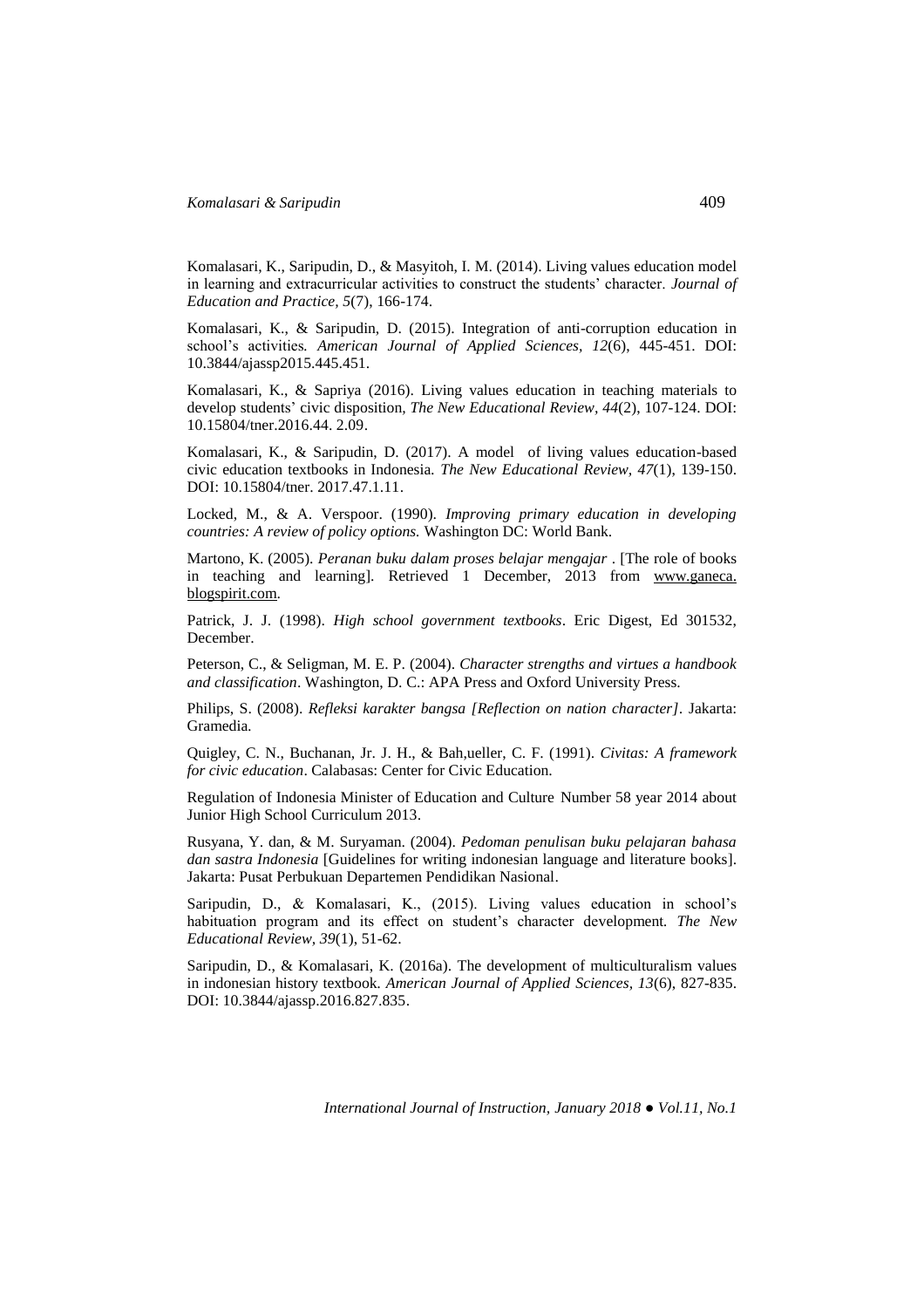Komalasari, K., Saripudin, D., & Masyitoh, I. M. (2014). Living values education model in learning and extracurricular activities to construct the students' character. *Journal of Education and Practice, 5*(7), 166-174.

Komalasari, K., & Saripudin, D. (2015). Integration of anti-corruption education in school's activities*. American Journal of Applied Sciences, 12*(6), 445-451. DOI: 10.3844/ajassp2015.445.451.

Komalasari, K., & Sapriya (2016). Living values education in teaching materials to develop students' civic disposition, *The New Educational Review*, *44*(2), 107-124. DOI: 10.15804/tner.2016.44. 2.09.

Komalasari, K., & Saripudin, D. (2017). A model of living values education-based civic education textbooks in Indonesia*. The New Educational Review, 47*(1), 139-150. DOI: 10.15804/tner. 2017.47.1.11.

Locked, M., & A. Verspoor. (1990). *Improving primary education in developing countries: A review of policy options.* Washington DC: World Bank.

Martono, K. (2005). *Peranan buku dalam proses belajar mengajar* . [The role of books in teaching and learning]. Retrieved 1 December, 2013 from www.ganeca. blogspirit.com.

Patrick, J. J. (1998). *High school government textbooks*. Eric Digest, Ed 301532, December.

Peterson, C., & Seligman, M. E. P. (2004). *Character strengths and virtues a handbook and classification*. Washington, D. C.: APA Press and Oxford University Press.

Philips, S. (2008). *Refleksi karakter bangsa [Reflection on nation character]*. Jakarta: Gramedia.

Quigley, C. N., Buchanan, Jr. J. H., & Bah,ueller, C. F. (1991). *Civitas: A framework for civic education*. Calabasas: Center for Civic Education.

Regulation of Indonesia Minister of Education and Culture Number 58 year 2014 about Junior High School Curriculum 2013.

Rusyana, Y. dan, & M. Suryaman. (2004). *Pedoman penulisan buku pelajaran bahasa dan sastra Indonesia* [Guidelines for writing indonesian language and literature books]. Jakarta: Pusat Perbukuan Departemen Pendidikan Nasional.

Saripudin, D., & Komalasari, K., (2015). Living values education in school's habituation program and its effect on student's character development*. The New Educational Review, 39*(1), 51-62.

Saripudin, D., & Komalasari, K. (2016a). The development of multiculturalism values in indonesian history textbook*. American Journal of Applied Sciences, 13*(6), 827-835. DOI: 10.3844/ajassp.2016.827.835.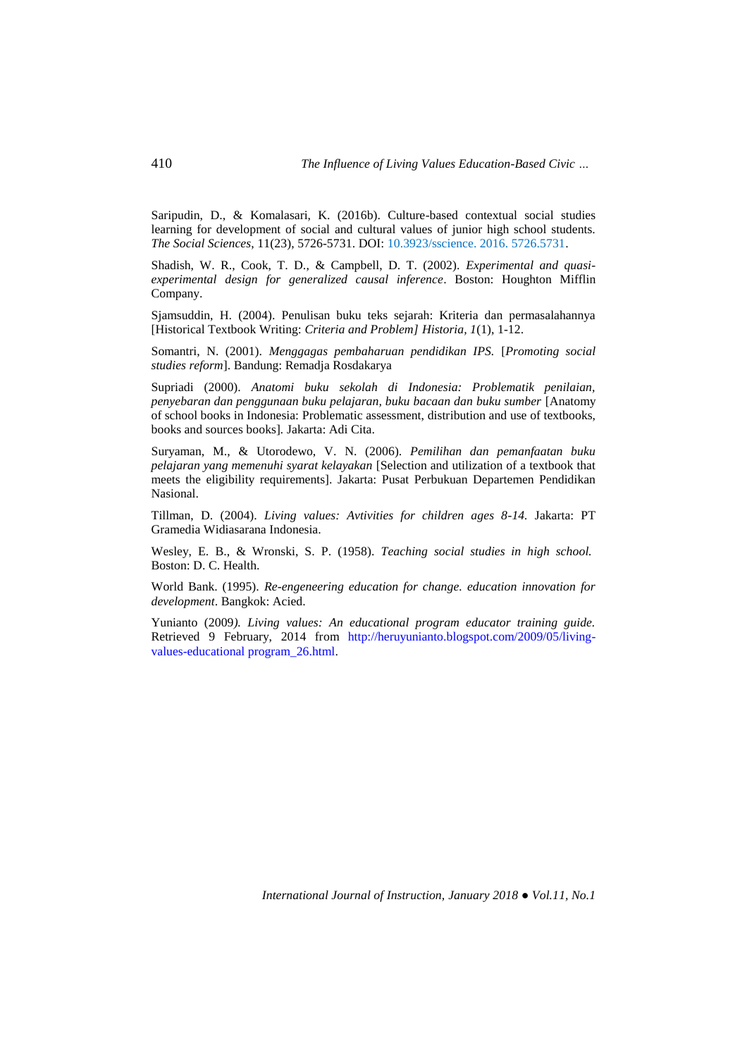Saripudin, D., & Komalasari, K. (2016b). Culture-based contextual social studies learning for development of social and cultural values of junior high school students. *The Social Sciences*, 11(23), 5726-5731. DOI: 10.3923/sscience. 2016. 5726.5731.

Shadish, W. R., Cook, T. D., & Campbell, D. T. (2002). *Experimental and quasi-experimental design for generalized causal inference*. Boston: Houghton Mifflin Company.

Sjamsuddin, H. (2004). Penulisan buku teks sejarah: Kriteria dan permasalahannya [Historical Textbook Writing: *Criteria and Problem] Historia, 1*(1), 1-12.

Somantri, N. (2001). *Menggagas pembaharuan pendidikan IPS.* [*Promoting social studies reform*]. Bandung: Remadja Rosdakarya

Supriadi (2000). *Anatomi buku sekolah di Indonesia: Problematik penilaian, penyebaran dan penggunaan buku pelajaran, buku bacaan dan buku sumber* [Anatomy of school books in Indonesia: Problematic assessment, distribution and use of textbooks, books and sources books]. Jakarta: Adi Cita.

Suryaman, M., & Utorodewo, V. N. (2006). *Pemilihan dan pemanfaatan buku pelajaran yang memenuhi syarat kelayakan* [Selection and utilization of a textbook that meets the eligibility requirements]. Jakarta: Pusat Perbukuan Departemen Pendidikan Nasional.

Tillman, D. (2004). *Living values: Avtivities for children ages 8-14.* Jakarta: PT Gramedia Widiasarana Indonesia.

Wesley, E. B., & Wronski, S. P. (1958). *Teaching social studies in high school.* Boston: D. C. Health.

World Bank. (1995). *Re-engeneering education for change. education innovation for development*. Bangkok: Acied.

Yunianto (2009*). Living values: An educational program educator training guide.* Retrieved 9 February, 2014 from http://heruyunianto.blogspot.com/2009/05/living-values-educational program_26.html.